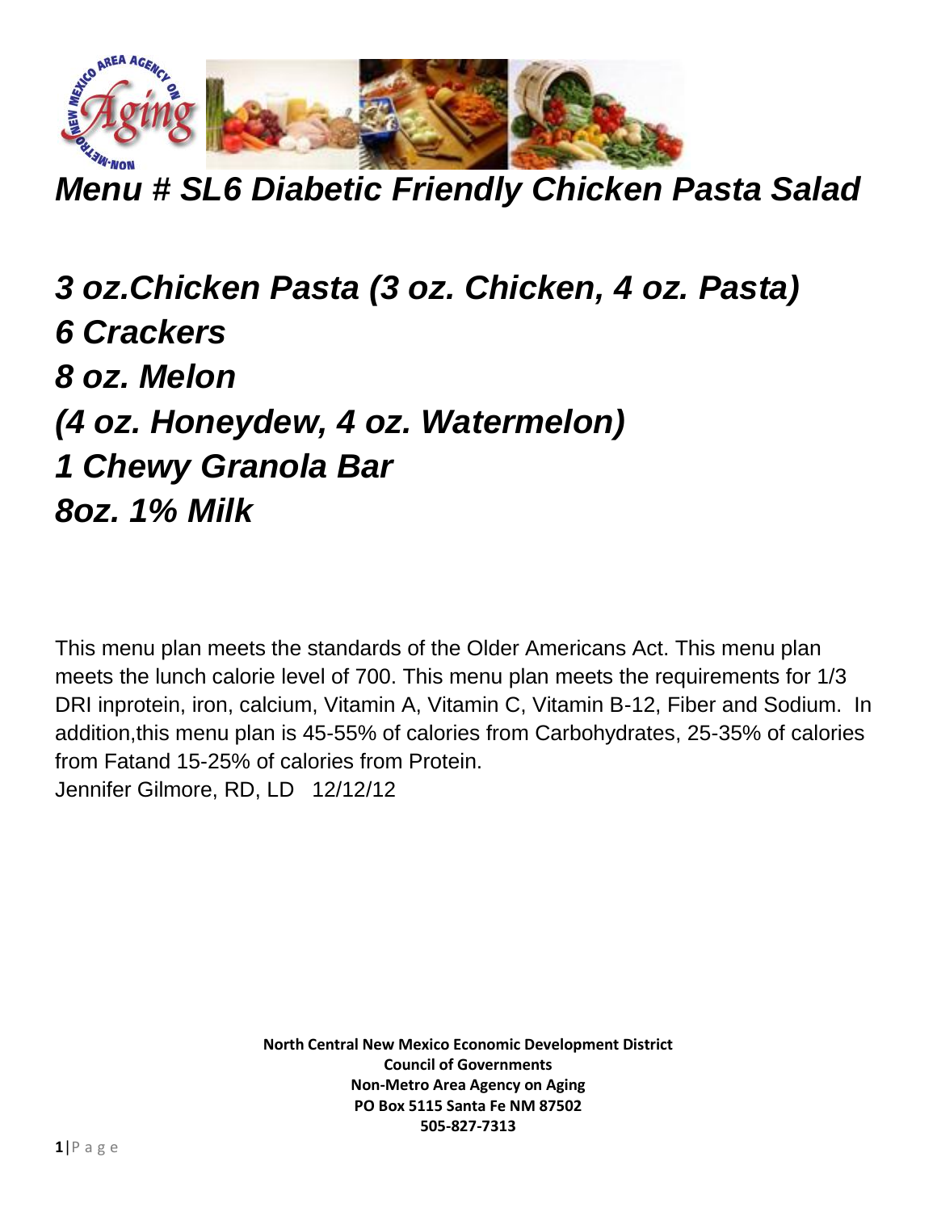# *Menu # SL6 Diabetic Friendly Chicken Pasta Salad*

***3 oz.Chicken Pasta (3 oz. Chicken, 4 oz. Pasta)***
***6 Crackers***
***8 oz. Melon***
***(4 oz. Honeydew, 4 oz. Watermelon)***
***1 Chewy Granola Bar***
***8oz. 1% Milk***

This menu plan meets the standards of the Older Americans Act. This menu plan meets the lunch calorie level of 700. This menu plan meets the requirements for 1/3 DRI inprotein, iron, calcium, Vitamin A, Vitamin C, Vitamin B-12, Fiber and Sodium. In addition,this menu plan is 45-55% of calories from Carbohydrates, 25-35% of calories from Fatand 15-25% of calories from Protein.
Jennifer Gilmore, RD, LD 12/12/12

**North Central New Mexico Economic Development District**
**Council of Governments**
**Non-Metro Area Agency on Aging**
**PO Box 5115 Santa Fe NM 87502**
**505-827-7313**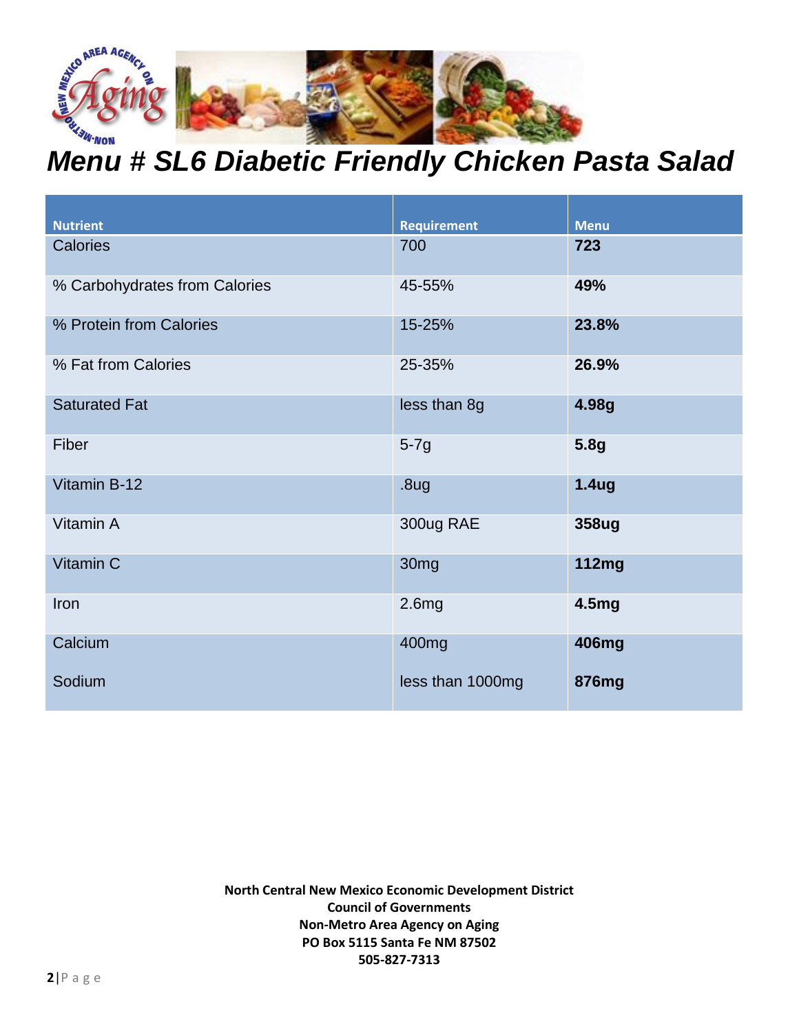# *Menu # SL6 Diabetic Friendly Chicken Pasta Salad*

| Nutrient | Requirement | Menu |
|---|---|---|
| Calories | 700 | **723** |
| % Carbohydrates from Calories | 45-55% | **49%** |
| % Protein from Calories | 15-25% | **23.8%** |
| % Fat from Calories | 25-35% | **26.9%** |
| Saturated Fat | less than 8g | **4.98g** |
| Fiber | 5-7g | **5.8g** |
| Vitamin B-12 | .8ug | **1.4ug** |
| Vitamin A | 300ug RAE | **358ug** |
| Vitamin C | 30mg | **112mg** |
| Iron | 2.6mg | **4.5mg** |
| Calcium | 400mg | **406mg** |
| Sodium | less than 1000mg | **876mg** |

**North Central New Mexico Economic Development District**
**Council of Governments**
**Non-Metro Area Agency on Aging**
**PO Box 5115 Santa Fe NM 87502**
**505-827-7313**